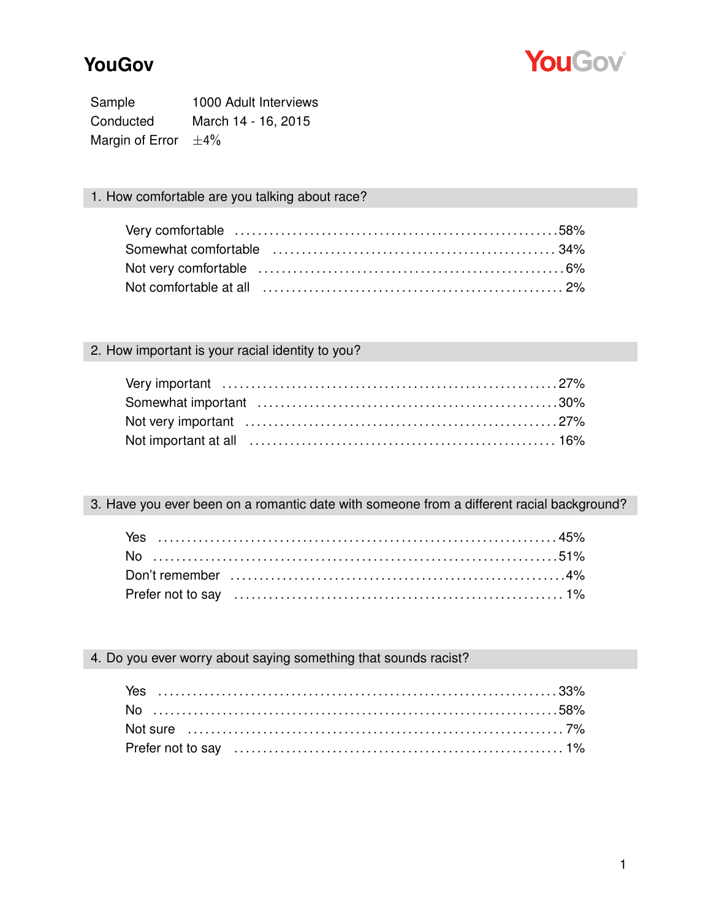# YouGov

| | |
|---|---|
| Sample | 1000 Adult Interviews |
| Conducted | March 14 - 16, 2015 |
| Margin of Error | $\pm 4\%$ |

### 1. How comfortable are you talking about race?

| | |
|---|---|
| Very comfortable | 58% |
| Somewhat comfortable | 34% |
| Not very comfortable | 6% |
| Not comfortable at all | 2% |

### 2. How important is your racial identity to you?

| | |
|---|---|
| Very important | 27% |
| Somewhat important | 30% |
| Not very important | 27% |
| Not important at all | 16% |

### 3. Have you ever been on a romantic date with someone from a different racial background?

| | |
|---|---|
| Yes | 45% |
| No | 51% |
| Don't remember | 4% |
| Prefer not to say | 1% |

### 4. Do you ever worry about saying something that sounds racist?

| | |
|---|---|
| Yes | 33% |
| No | 58% |
| Not sure | 7% |
| Prefer not to say | 1% |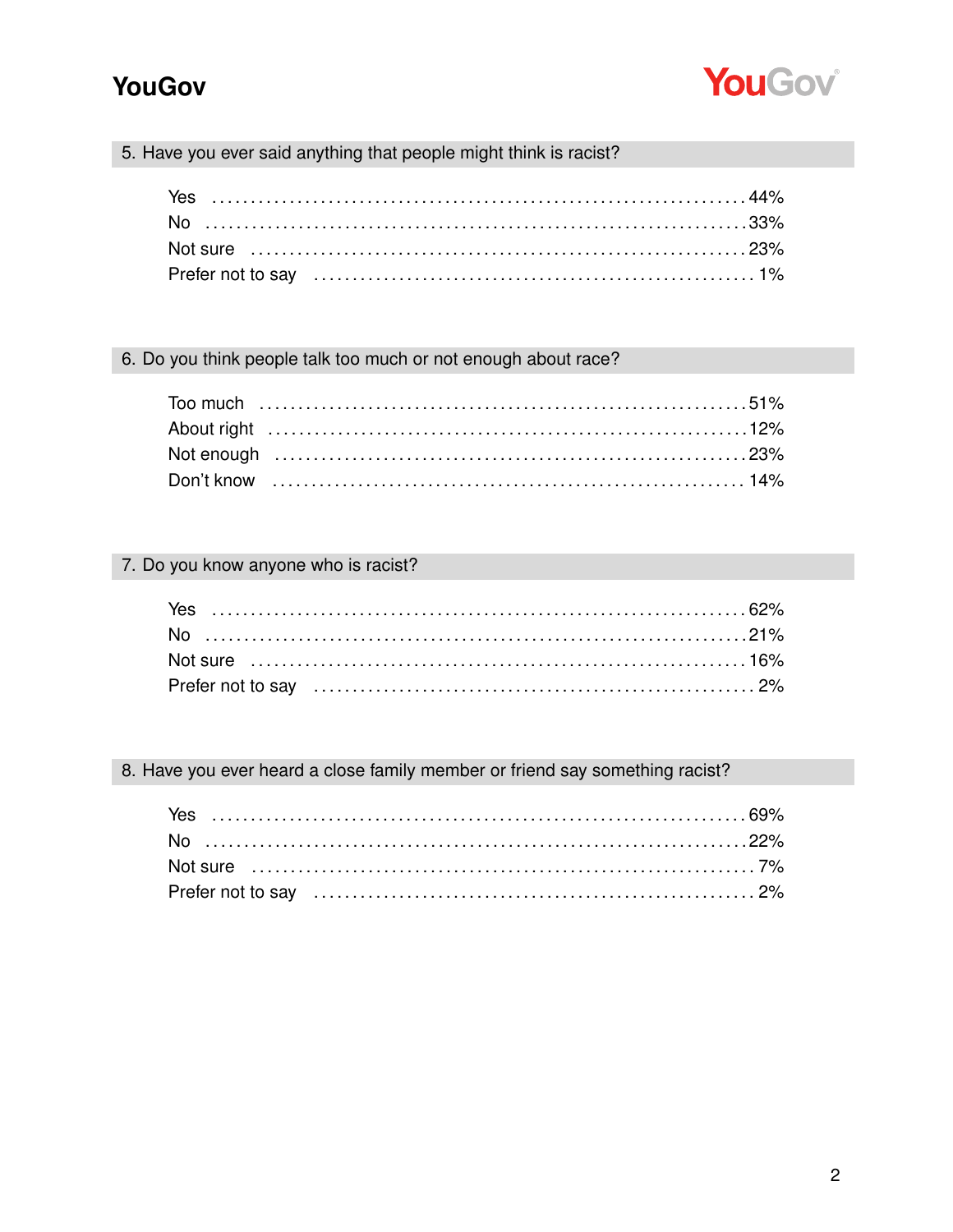## 5. Have you ever said anything that people might think is racist?

| | |
|---|---|
| Yes | 44% |
| No | 33% |
| Not sure | 23% |
| Prefer not to say | 1% |

## 6. Do you think people talk too much or not enough about race?

| | |
|---|---|
| Too much | 51% |
| About right | 12% |
| Not enough | 23% |
| Don't know | 14% |

## 7. Do you know anyone who is racist?

| | |
|---|---|
| Yes | 62% |
| No | 21% |
| Not sure | 16% |
| Prefer not to say | 2% |

## 8. Have you ever heard a close family member or friend say something racist?

| | |
|---|---|
| Yes | 69% |
| No | 22% |
| Not sure | 7% |
| Prefer not to say | 2% |